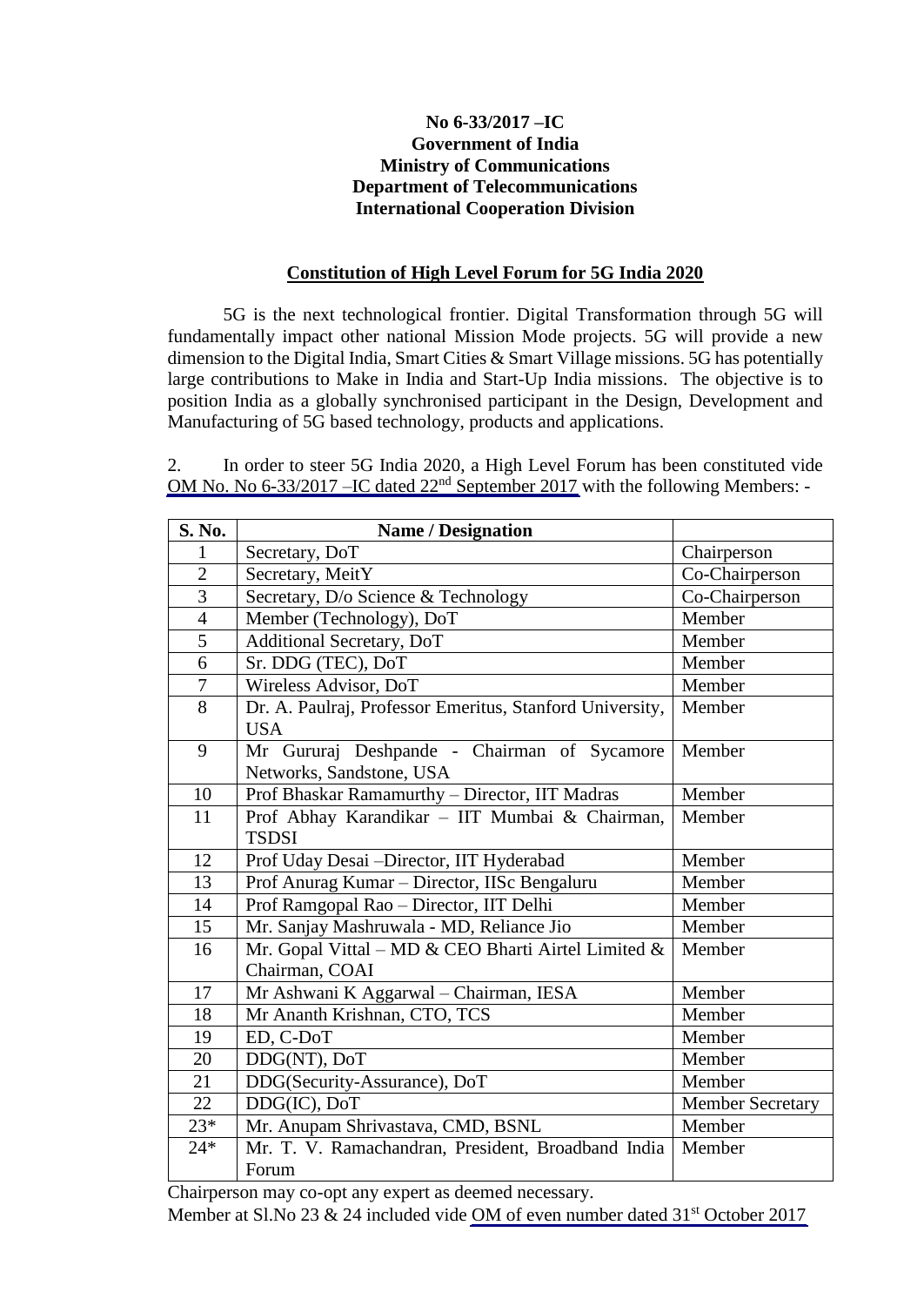**No 6-33/2017 –IC**
**Government of India**
**Ministry of Communications**
**Department of Telecommunications**
**International Cooperation Division**

## Constitution of High Level Forum for 5G India 2020

5G is the next technological frontier. Digital Transformation through 5G will fundamentally impact other national Mission Mode projects. 5G will provide a new dimension to the Digital India, Smart Cities & Smart Village missions. 5G has potentially large contributions to Make in India and Start-Up India missions. The objective is to position India as a globally synchronised participant in the Design, Development and Manufacturing of 5G based technology, products and applications.

2. In order to steer 5G India 2020, a High Level Forum has been constituted vide OM No. No 6-33/2017 –IC dated 22nd September 2017 with the following Members: -

| S. No. | Name / Designation | |
|---|---|---|
| 1 | Secretary, DoT | Chairperson |
| 2 | Secretary, MeitY | Co-Chairperson |
| 3 | Secretary, D/o Science & Technology | Co-Chairperson |
| 4 | Member (Technology), DoT | Member |
| 5 | Additional Secretary, DoT | Member |
| 6 | Sr. DDG (TEC), DoT | Member |
| 7 | Wireless Advisor, DoT | Member |
| 8 | Dr. A. Paulraj, Professor Emeritus, Stanford University, USA | Member |
| 9 | Mr Gururaj Deshpande - Chairman of Sycamore Networks, Sandstone, USA | Member |
| 10 | Prof Bhaskar Ramamurthy – Director, IIT Madras | Member |
| 11 | Prof Abhay Karandikar – IIT Mumbai & Chairman, TSDSI | Member |
| 12 | Prof Uday Desai –Director, IIT Hyderabad | Member |
| 13 | Prof Anurag Kumar – Director, IISc Bengaluru | Member |
| 14 | Prof Ramgopal Rao – Director, IIT Delhi | Member |
| 15 | Mr. Sanjay Mashruwala - MD, Reliance Jio | Member |
| 16 | Mr. Gopal Vittal – MD & CEO Bharti Airtel Limited & Chairman, COAI | Member |
| 17 | Mr Ashwani K Aggarwal – Chairman, IESA | Member |
| 18 | Mr Ananth Krishnan, CTO, TCS | Member |
| 19 | ED, C-DoT | Member |
| 20 | DDG(NT), DoT | Member |
| 21 | DDG(Security-Assurance), DoT | Member |
| 22 | DDG(IC), DoT | Member Secretary |
| 23* | Mr. Anupam Shrivastava, CMD, BSNL | Member |
| 24* | Mr. T. V. Ramachandran, President, Broadband India Forum | Member |

Chairperson may co-opt any expert as deemed necessary.

Member at Sl.No 23 & 24 included vide OM of even number dated 31st October 2017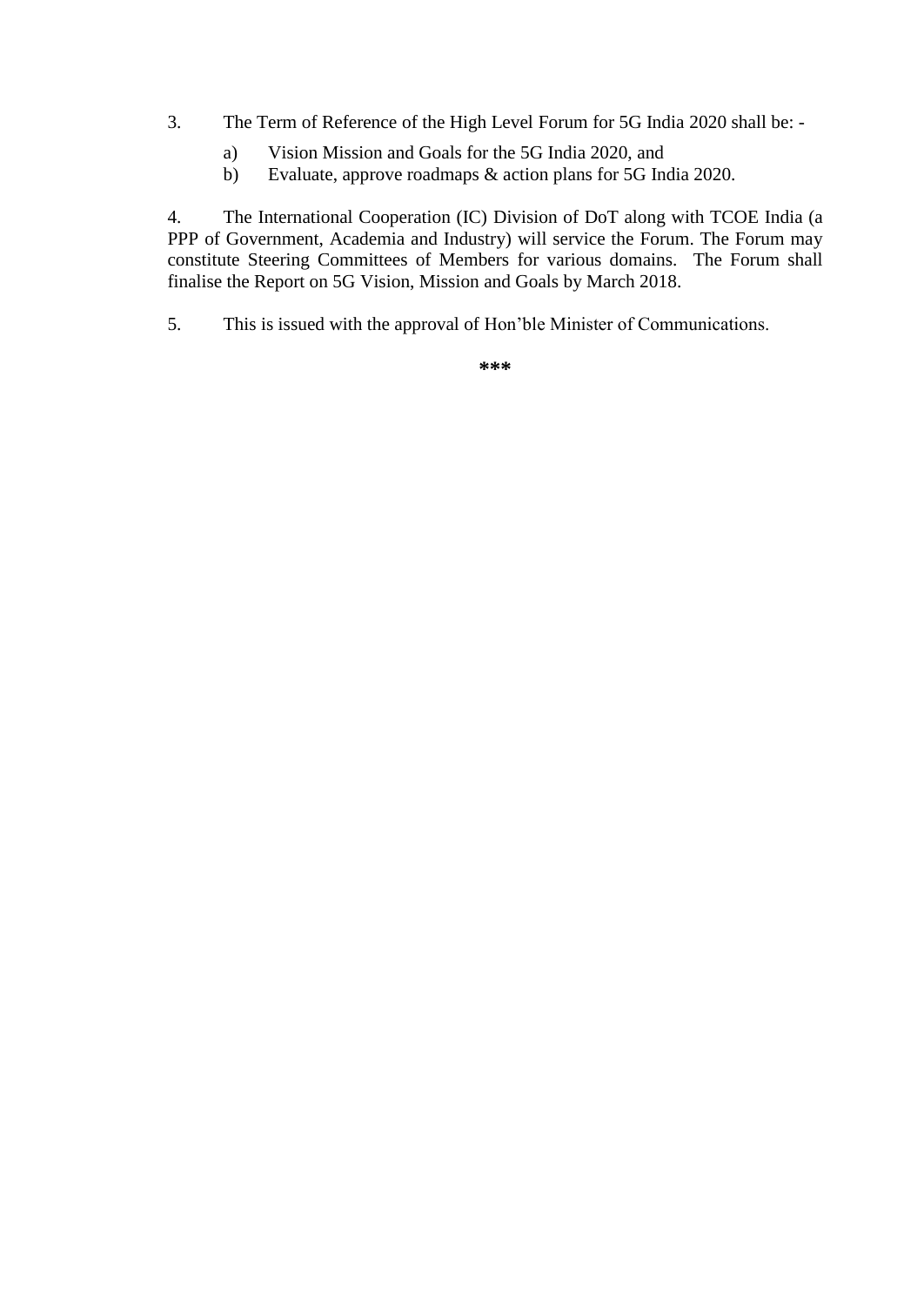3. The Term of Reference of the High Level Forum for 5G India 2020 shall be: -

   a) Vision Mission and Goals for the 5G India 2020, and
   b) Evaluate, approve roadmaps & action plans for 5G India 2020.

4. The International Cooperation (IC) Division of DoT along with TCOE India (a PPP of Government, Academia and Industry) will service the Forum. The Forum may constitute Steering Committees of Members for various domains. The Forum shall finalise the Report on 5G Vision, Mission and Goals by March 2018.

5. This is issued with the approval of Hon'ble Minister of Communications.

***